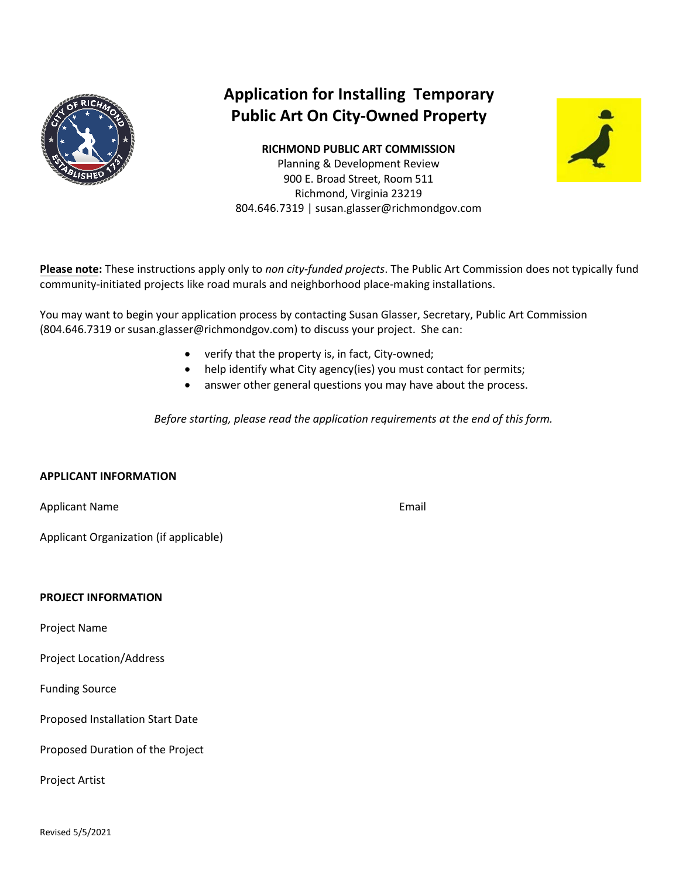# Application for Installing Temporary Public Art On City-Owned Property

**RICHMOND PUBLIC ART COMMISSION**
Planning & Development Review
900 E. Broad Street, Room 511
Richmond, Virginia 23219
804.646.7319 | susan.glasser@richmondgov.com

**Please note:** These instructions apply only to *non city-funded projects*. The Public Art Commission does not typically fund community-initiated projects like road murals and neighborhood place-making installations.

You may want to begin your application process by contacting Susan Glasser, Secretary, Public Art Commission (804.646.7319 or susan.glasser@richmondgov.com) to discuss your project. She can:

- verify that the property is, in fact, City-owned;
- help identify what City agency(ies) you must contact for permits;
- answer other general questions you may have about the process.

*Before starting, please read the application requirements at the end of this form.*

**APPLICANT INFORMATION**

Applicant Name

Email

Applicant Organization (if applicable)

**PROJECT INFORMATION**

Project Name

Project Location/Address

Funding Source

Proposed Installation Start Date

Proposed Duration of the Project

Project Artist

Revised 5/5/2021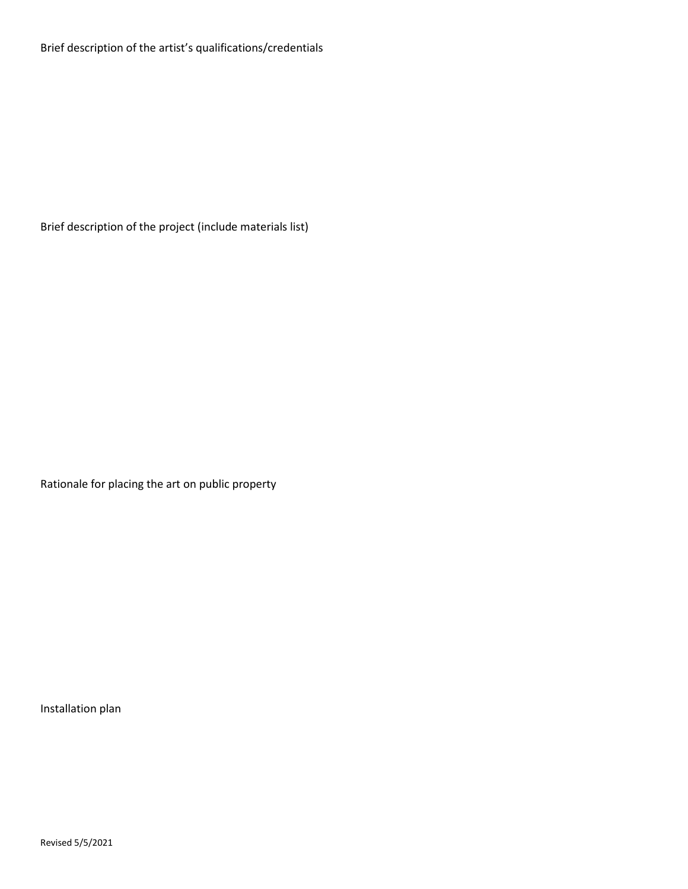Brief description of the artist's qualifications/credentials

Brief description of the project (include materials list)

Rationale for placing the art on public property

Installation plan

Revised 5/5/2021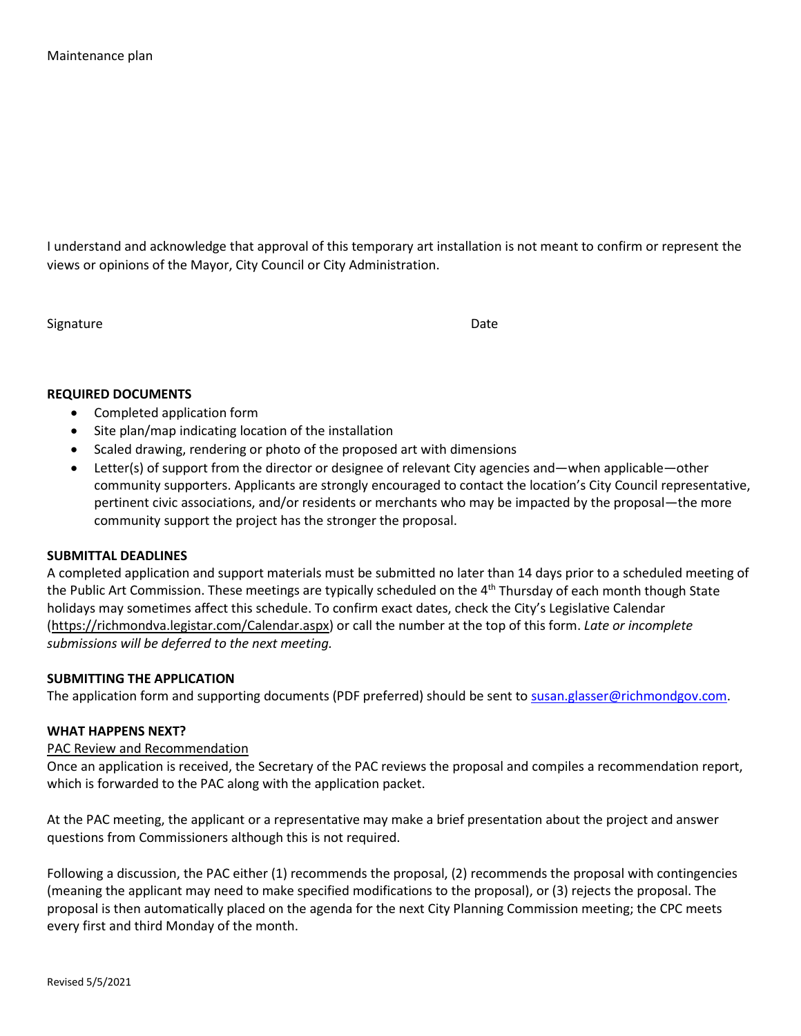Maintenance plan

I understand and acknowledge that approval of this temporary art installation is not meant to confirm or represent the views or opinions of the Mayor, City Council or City Administration.

Signature Date

**REQUIRED DOCUMENTS**

- Completed application form
- Site plan/map indicating location of the installation
- Scaled drawing, rendering or photo of the proposed art with dimensions
- Letter(s) of support from the director or designee of relevant City agencies and—when applicable—other community supporters. Applicants are strongly encouraged to contact the location's City Council representative, pertinent civic associations, and/or residents or merchants who may be impacted by the proposal—the more community support the project has the stronger the proposal.

**SUBMITTAL DEADLINES**

A completed application and support materials must be submitted no later than 14 days prior to a scheduled meeting of the Public Art Commission. These meetings are typically scheduled on the 4th Thursday of each month though State holidays may sometimes affect this schedule. To confirm exact dates, check the City's Legislative Calendar (https://richmondva.legistar.com/Calendar.aspx) or call the number at the top of this form. *Late or incomplete submissions will be deferred to the next meeting.*

**SUBMITTING THE APPLICATION**

The application form and supporting documents (PDF preferred) should be sent to susan.glasser@richmondgov.com.

**WHAT HAPPENS NEXT?**

PAC Review and Recommendation

Once an application is received, the Secretary of the PAC reviews the proposal and compiles a recommendation report, which is forwarded to the PAC along with the application packet.

At the PAC meeting, the applicant or a representative may make a brief presentation about the project and answer questions from Commissioners although this is not required.

Following a discussion, the PAC either (1) recommends the proposal, (2) recommends the proposal with contingencies (meaning the applicant may need to make specified modifications to the proposal), or (3) rejects the proposal. The proposal is then automatically placed on the agenda for the next City Planning Commission meeting; the CPC meets every first and third Monday of the month.

Revised 5/5/2021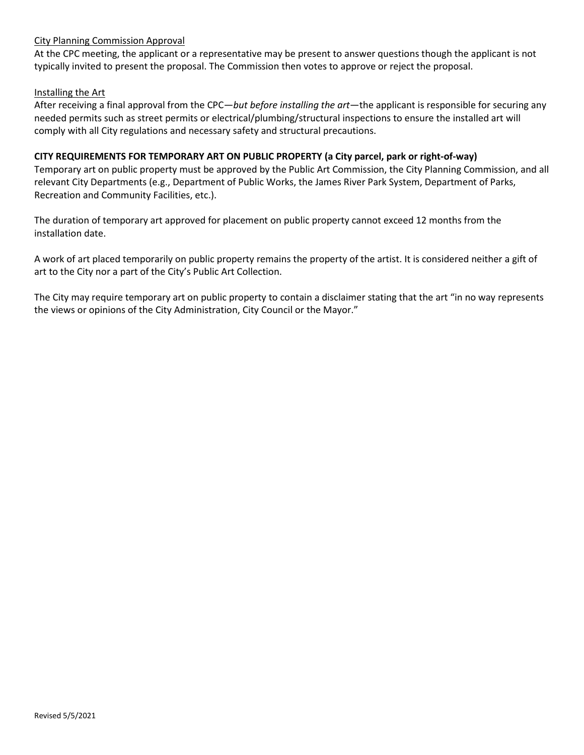City Planning Commission Approval

At the CPC meeting, the applicant or a representative may be present to answer questions though the applicant is not typically invited to present the proposal. The Commission then votes to approve or reject the proposal.

Installing the Art

After receiving a final approval from the CPC—*but before installing the art*—the applicant is responsible for securing any needed permits such as street permits or electrical/plumbing/structural inspections to ensure the installed art will comply with all City regulations and necessary safety and structural precautions.

**CITY REQUIREMENTS FOR TEMPORARY ART ON PUBLIC PROPERTY (a City parcel, park or right-of-way)**

Temporary art on public property must be approved by the Public Art Commission, the City Planning Commission, and all relevant City Departments (e.g., Department of Public Works, the James River Park System, Department of Parks, Recreation and Community Facilities, etc.).

The duration of temporary art approved for placement on public property cannot exceed 12 months from the installation date.

A work of art placed temporarily on public property remains the property of the artist. It is considered neither a gift of art to the City nor a part of the City's Public Art Collection.

The City may require temporary art on public property to contain a disclaimer stating that the art "in no way represents the views or opinions of the City Administration, City Council or the Mayor."

Revised 5/5/2021